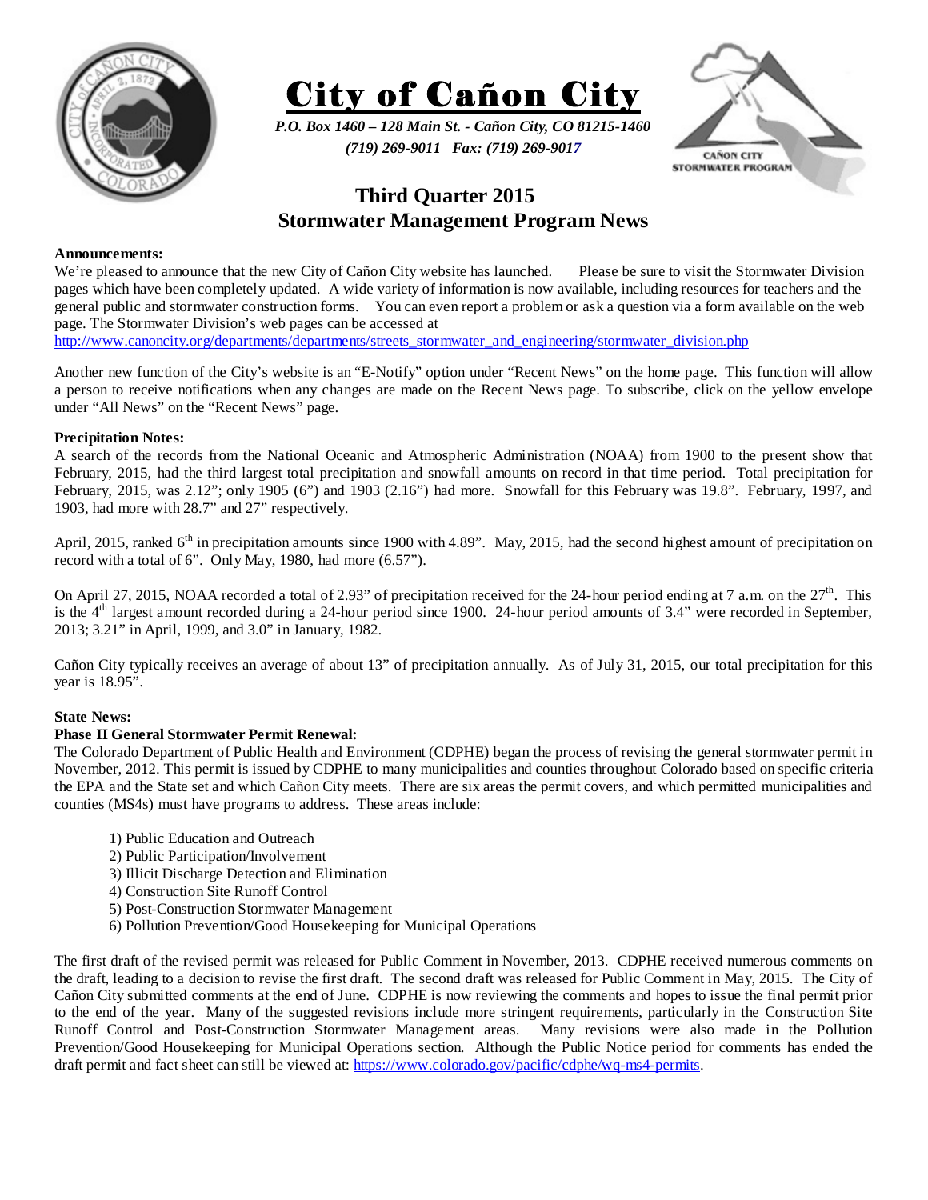# City of Cañon City

*P.O. Box 1460 – 128 Main St. - Cañon City, CO 81215-1460*
*(719) 269-9011 Fax: (719) 269-9017*

## Third Quarter 2015
## Stormwater Management Program News

**Announcements:**

We're pleased to announce that the new City of Cañon City website has launched. Please be sure to visit the Stormwater Division pages which have been completely updated. A wide variety of information is now available, including resources for teachers and the general public and stormwater construction forms. You can even report a problem or ask a question via a form available on the web page. The Stormwater Division's web pages can be accessed at http://www.canoncity.org/departments/departments/streets_stormwater_and_engineering/stormwater_division.php

Another new function of the City's website is an "E-Notify" option under "Recent News" on the home page. This function will allow a person to receive notifications when any changes are made on the Recent News page. To subscribe, click on the yellow envelope under "All News" on the "Recent News" page.

**Precipitation Notes:**

A search of the records from the National Oceanic and Atmospheric Administration (NOAA) from 1900 to the present show that February, 2015, had the third largest total precipitation and snowfall amounts on record in that time period. Total precipitation for February, 2015, was 2.12"; only 1905 (6") and 1903 (2.16") had more. Snowfall for this February was 19.8". February, 1997, and 1903, had more with 28.7" and 27" respectively.

April, 2015, ranked 6th in precipitation amounts since 1900 with 4.89". May, 2015, had the second highest amount of precipitation on record with a total of 6". Only May, 1980, had more (6.57").

On April 27, 2015, NOAA recorded a total of 2.93" of precipitation received for the 24-hour period ending at 7 a.m. on the 27th. This is the 4th largest amount recorded during a 24-hour period since 1900. 24-hour period amounts of 3.4" were recorded in September, 2013; 3.21" in April, 1999, and 3.0" in January, 1982.

Cañon City typically receives an average of about 13" of precipitation annually. As of July 31, 2015, our total precipitation for this year is 18.95".

**State News:**

**Phase II General Stormwater Permit Renewal:**

The Colorado Department of Public Health and Environment (CDPHE) began the process of revising the general stormwater permit in November, 2012. This permit is issued by CDPHE to many municipalities and counties throughout Colorado based on specific criteria the EPA and the State set and which Cañon City meets. There are six areas the permit covers, and which permitted municipalities and counties (MS4s) must have programs to address. These areas include:

1) Public Education and Outreach
2) Public Participation/Involvement
3) Illicit Discharge Detection and Elimination
4) Construction Site Runoff Control
5) Post-Construction Stormwater Management
6) Pollution Prevention/Good Housekeeping for Municipal Operations

The first draft of the revised permit was released for Public Comment in November, 2013. CDPHE received numerous comments on the draft, leading to a decision to revise the first draft. The second draft was released for Public Comment in May, 2015. The City of Cañon City submitted comments at the end of June. CDPHE is now reviewing the comments and hopes to issue the final permit prior to the end of the year. Many of the suggested revisions include more stringent requirements, particularly in the Construction Site Runoff Control and Post-Construction Stormwater Management areas. Many revisions were also made in the Pollution Prevention/Good Housekeeping for Municipal Operations section. Although the Public Notice period for comments has ended the draft permit and fact sheet can still be viewed at: https://www.colorado.gov/pacific/cdphe/wq-ms4-permits.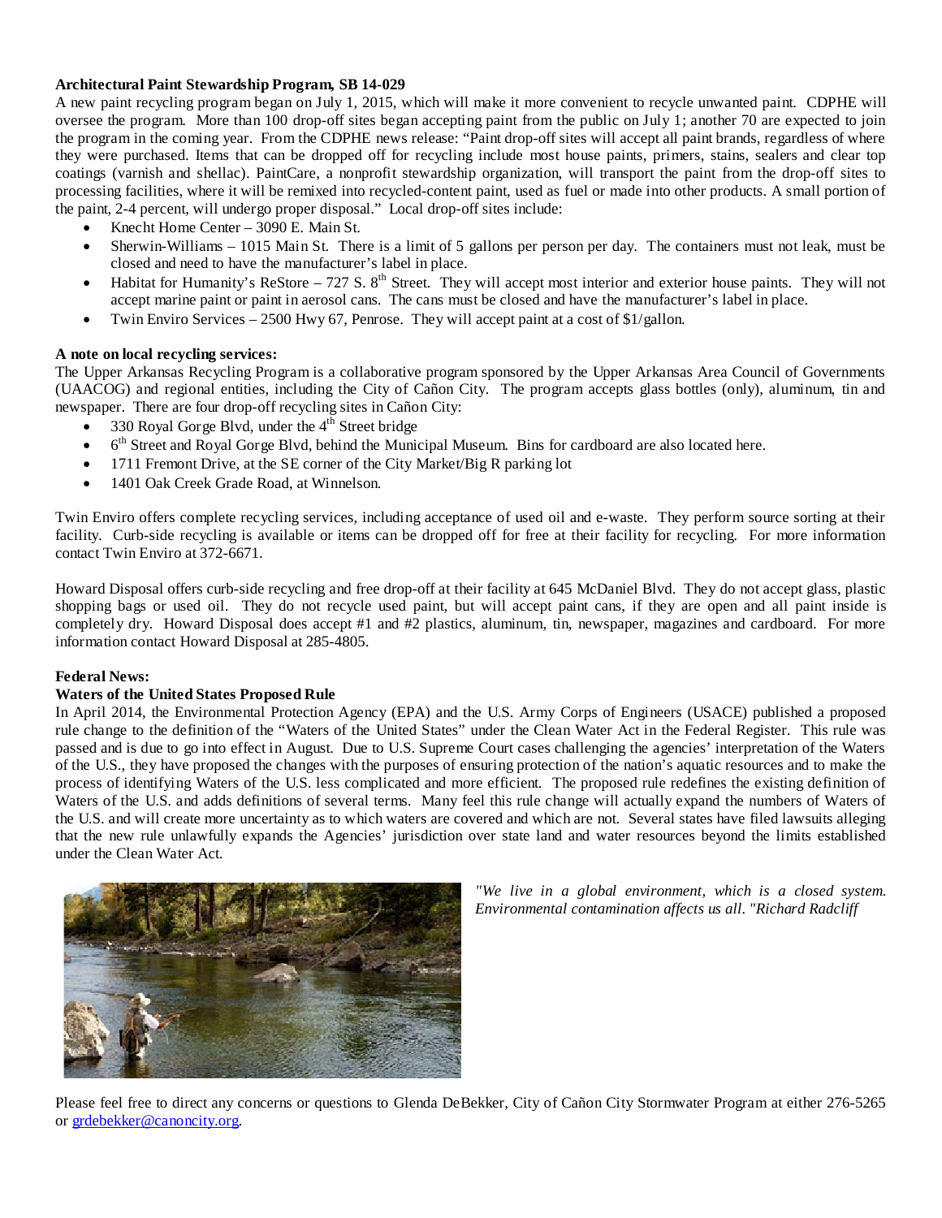**Architectural Paint Stewardship Program, SB 14-029**

A new paint recycling program began on July 1, 2015, which will make it more convenient to recycle unwanted paint. CDPHE will oversee the program. More than 100 drop-off sites began accepting paint from the public on July 1; another 70 are expected to join the program in the coming year. From the CDPHE news release: "Paint drop-off sites will accept all paint brands, regardless of where they were purchased. Items that can be dropped off for recycling include most house paints, primers, stains, sealers and clear top coatings (varnish and shellac). PaintCare, a nonprofit stewardship organization, will transport the paint from the drop-off sites to processing facilities, where it will be remixed into recycled-content paint, used as fuel or made into other products. A small portion of the paint, 2-4 percent, will undergo proper disposal." Local drop-off sites include:

- Knecht Home Center – 3090 E. Main St.
- Sherwin-Williams – 1015 Main St. There is a limit of 5 gallons per person per day. The containers must not leak, must be closed and need to have the manufacturer's label in place.
- Habitat for Humanity's ReStore – 727 S. 8th Street. They will accept most interior and exterior house paints. They will not accept marine paint or paint in aerosol cans. The cans must be closed and have the manufacturer's label in place.
- Twin Enviro Services – 2500 Hwy 67, Penrose. They will accept paint at a cost of $1/gallon.

**A note on local recycling services:**

The Upper Arkansas Recycling Program is a collaborative program sponsored by the Upper Arkansas Area Council of Governments (UAACOG) and regional entities, including the City of Cañon City. The program accepts glass bottles (only), aluminum, tin and newspaper. There are four drop-off recycling sites in Cañon City:

- 330 Royal Gorge Blvd, under the 4th Street bridge
- 6th Street and Royal Gorge Blvd, behind the Municipal Museum. Bins for cardboard are also located here.
- 1711 Fremont Drive, at the SE corner of the City Market/Big R parking lot
- 1401 Oak Creek Grade Road, at Winnelson.

Twin Enviro offers complete recycling services, including acceptance of used oil and e-waste. They perform source sorting at their facility. Curb-side recycling is available or items can be dropped off for free at their facility for recycling. For more information contact Twin Enviro at 372-6671.

Howard Disposal offers curb-side recycling and free drop-off at their facility at 645 McDaniel Blvd. They do not accept glass, plastic shopping bags or used oil. They do not recycle used paint, but will accept paint cans, if they are open and all paint inside is completely dry. Howard Disposal does accept #1 and #2 plastics, aluminum, tin, newspaper, magazines and cardboard. For more information contact Howard Disposal at 285-4805.

**Federal News:**

**Waters of the United States Proposed Rule**

In April 2014, the Environmental Protection Agency (EPA) and the U.S. Army Corps of Engineers (USACE) published a proposed rule change to the definition of the "Waters of the United States" under the Clean Water Act in the Federal Register. This rule was passed and is due to go into effect in August. Due to U.S. Supreme Court cases challenging the agencies' interpretation of the Waters of the U.S., they have proposed the changes with the purposes of ensuring protection of the nation's aquatic resources and to make the process of identifying Waters of the U.S. less complicated and more efficient. The proposed rule redefines the existing definition of Waters of the U.S. and adds definitions of several terms. Many feel this rule change will actually expand the numbers of Waters of the U.S. and will create more uncertainty as to which waters are covered and which are not. Several states have filed lawsuits alleging that the new rule unlawfully expands the Agencies' jurisdiction over state land and water resources beyond the limits established under the Clean Water Act.

*"We live in a global environment, which is a closed system. Environmental contamination affects us all." Richard Radcliff*

Please feel free to direct any concerns or questions to Glenda DeBekker, City of Cañon City Stormwater Program at either 276-5265 or grdebekker@canoncity.org.